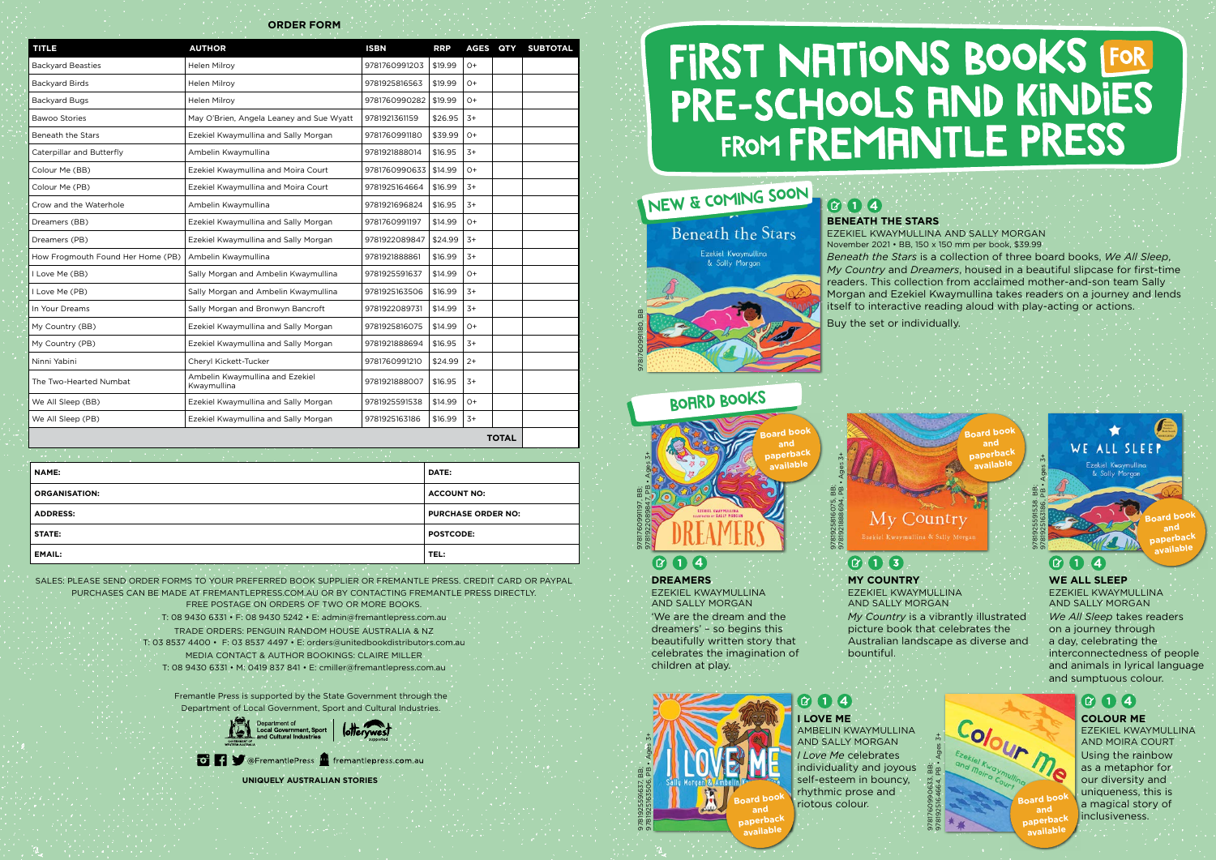## ORDER FORM

| TITLE | AUTHOR | ISBN | RRP | AGES | QTY | SUBTOTAL |
|---|---|---|---|---|---|---|
| Backyard Beasties | Helen Milroy | 9781760991203 | $19.99 | 0+ | | |
| Backyard Birds | Helen Milroy | 9781925816563 | $19.99 | 0+ | | |
| Backyard Bugs | Helen Milroy | 9781760990282 | $19.99 | 0+ | | |
| Bawoo Stories | May O'Brien, Angela Leaney and Sue Wyatt | 9781921361159 | $26.95 | 3+ | | |
| Beneath the Stars | Ezekiel Kwaymullina and Sally Morgan | 9781760991180 | $39.99 | 0+ | | |
| Caterpillar and Butterfly | Ambelin Kwaymullina | 9781921888014 | $16.95 | 3+ | | |
| Colour Me (BB) | Ezekiel Kwaymullina and Moira Court | 9781760990633 | $14.99 | 0+ | | |
| Colour Me (PB) | Ezekiel Kwaymullina and Moira Court | 9781925164664 | $16.99 | 3+ | | |
| Crow and the Waterhole | Ambelin Kwaymullina | 9781921696824 | $16.95 | 3+ | | |
| Dreamers (BB) | Ezekiel Kwaymullina and Sally Morgan | 9781760991197 | $14.99 | 0+ | | |
| Dreamers (PB) | Ezekiel Kwaymullina and Sally Morgan | 9781922089847 | $24.99 | 3+ | | |
| How Frogmouth Found Her Home (PB) | Ambelin Kwaymullina | 9781921888861 | $16.95 | 3+ | | |
| I Love Me (BB) | Sally Morgan and Ambelin Kwaymullina | 9781925591637 | $14.99 | 0+ | | |
| I Love Me (PB) | Sally Morgan and Ambelin Kwaymullina | 9781925163506 | $16.99 | 3+ | | |
| In Your Dreams | Sally Morgan and Bronwyn Bancroft | 9781922089731 | $14.99 | 3+ | | |
| My Country (BB) | Ezekiel Kwaymullina and Sally Morgan | 9781925816075 | $14.99 | 0+ | | |
| My Country (PB) | Ezekiel Kwaymullina and Sally Morgan | 9781921888694 | $16.95 | 3+ | | |
| Ninni Yabini | Cheryl Kickett-Tucker | 9781760991210 | $24.99 | 2+ | | |
| The Two-Hearted Numbat | Ambelin Kwaymullina and Ezekiel Kwaymullina | 9781921888007 | $16.95 | 3+ | | |
| We All Sleep (BB) | Ezekiel Kwaymullina and Sally Morgan | 9781925591538 | $14.99 | 0+ | | |
| We All Sleep (PB) | Ezekiel Kwaymullina and Sally Morgan | 9781925163186 | $16.99 | 3+ | | |
| | | | | | **TOTAL** | |

| | |
|---|---|
| **NAME:** | **DATE:** |
| **ORGANISATION:** | **ACCOUNT NO:** |
| **ADDRESS:** | **PURCHASE ORDER NO:** |
| **STATE:** | **POSTCODE:** |
| **EMAIL:** | **TEL:** |

SALES: PLEASE SEND ORDER FORMS TO YOUR PREFERRED BOOK SUPPLIER OR FREMANTLE PRESS. CREDIT CARD OR PAYPAL PURCHASES CAN BE MADE AT FREMANTLEPRESS.COM.AU OR BY CONTACTING FREMANTLE PRESS DIRECTLY.

FREE POSTAGE ON ORDERS OF TWO OR MORE BOOKS.

T: 08 9430 6331 • F: 08 9430 5242 • E: admin@fremantlepress.com.au

TRADE ORDERS: PENGUIN RANDOM HOUSE AUSTRALIA & NZ

T: 03 8537 4400 • F: 03 8537 4497 • E: orders@unitedbookdistributors.com.au

MEDIA CONTACT & AUTHOR BOOKINGS: CLAIRE MILLER

T: 08 9430 6331 • M: 0419 837 841 • E: cmiller@fremantlepress.com.au

Fremantle Press is supported by the State Government through the Department of Local Government, Sport and Cultural Industries.

@FremantlePress fremantlepress.com.au

**UNIQUELY AUSTRALIAN STORIES**

# FIRST NATIONS BOOKS FOR PRE-SCHOOLS AND KINDIES FROM FREMANTLE PRESS

## NEW & COMING SOON

9781760991180 BB

### BENEATH THE STARS

EZEKIEL KWAYMULLINA AND SALLY MORGAN

November 2021 • BB, 150 x 150 mm per book, $39.99

*Beneath the Stars* is a collection of three board books, *We All Sleep*, *My Country* and *Dreamers*, housed in a beautiful slipcase for first-time readers. This collection from acclaimed mother-and-son team Sally Morgan and Ezekiel Kwaymullina takes readers on a journey and lends itself to interactive reading aloud with play-acting or actions.

Buy the set or individually.

## BOARD BOOKS

9781760991197 BB, 9781922089847 PB • Ages 3+

Board book and paperback available

### DREAMERS

EZEKIEL KWAYMULLINA AND SALLY MORGAN

'We are the dream and the dreamers' – so begins this beautifully written story that celebrates the imagination of children at play.

9781925816075 BB, 9781921888694 PB • Ages 3+

Board book and paperback available

### MY COUNTRY

EZEKIEL KWAYMULLINA AND SALLY MORGAN

*My Country* is a vibrantly illustrated picture book that celebrates the Australian landscape as diverse and bountiful.

9781925591538 BB, 9781925163186 PB • Ages 3+

Board book and paperback available

### WE ALL SLEEP

EZEKIEL KWAYMULLINA AND SALLY MORGAN

*We All Sleep* takes readers on a journey through a day, celebrating the interconnectedness of people and animals in lyrical language and sumptuous colour.

9781925591637 BB, 9781925163506 PB • Ages 3+

Board book and paperback available

### I LOVE ME

AMBELIN KWAYMULLINA AND SALLY MORGAN

*I Love Me* celebrates individuality and joyous self-esteem in bouncy, rhythmic prose and riotous colour.

9781760990633 BB, 9781925164664 PB • Ages 3+

Board book and paperback available

### COLOUR ME

EZEKIEL KWAYMULLINA AND MOIRA COURT

Using the rainbow as a metaphor for our diversity and uniqueness, this is a magical story of inclusiveness.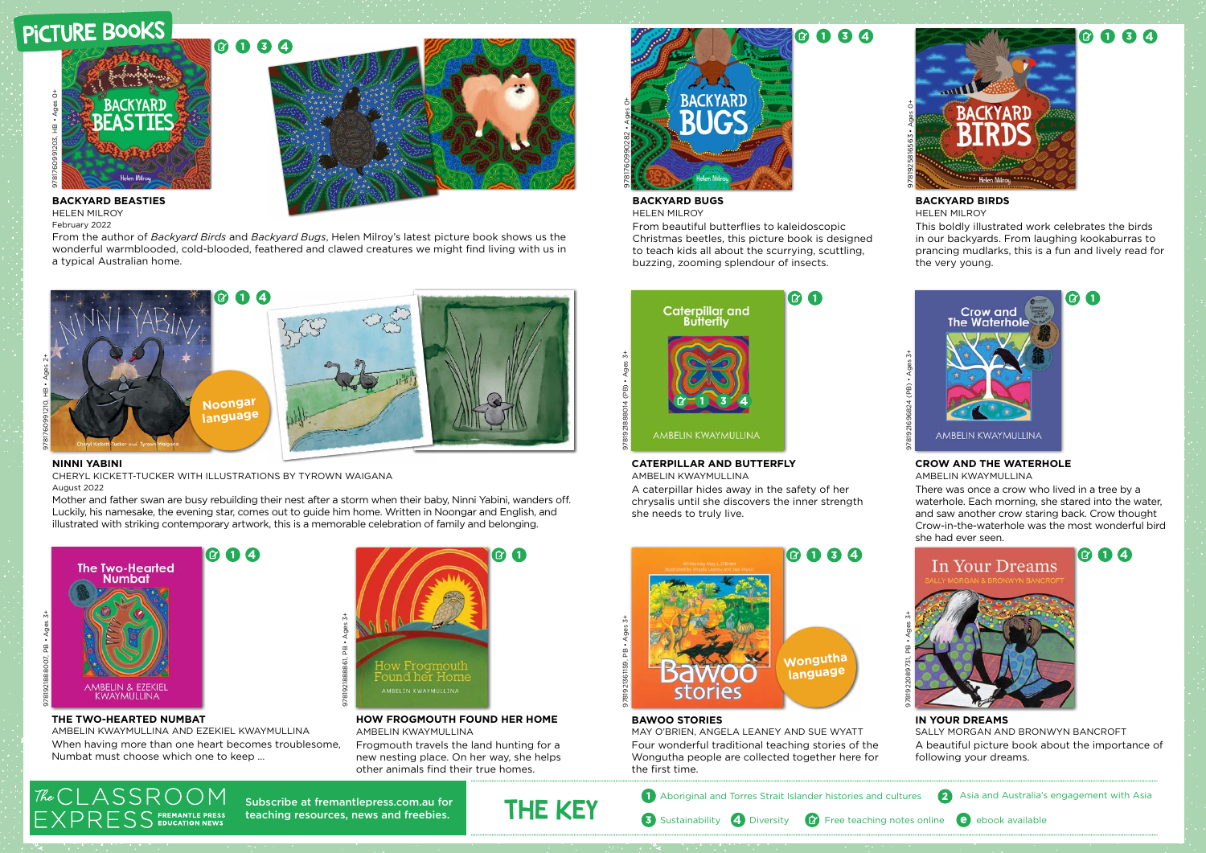# PICTURE BOOKS

9781760991203, HB • Ages 0+

### BACKYARD BEASTIES

HELEN MILROY
February 2022

From the author of *Backyard Birds* and *Backyard Bugs*, Helen Milroy's latest picture book shows us the wonderful warmblooded, cold-blooded, feathered and clawed creatures we might find living with us in a typical Australian home.

9781760990282 • Ages 0+

### BACKYARD BUGS

HELEN MILROY

From beautiful butterflies to kaleidoscopic Christmas beetles, this picture book is designed to teach kids all about the scurrying, scuttling, buzzing, zooming splendour of insects.

9781925816563 • Ages 0+

### BACKYARD BIRDS

HELEN MILROY

This boldly illustrated work celebrates the birds in our backyards. From laughing kookaburras to prancing mudlarks, this is a fun and lively read for the very young.

9781760991210, HB • Ages 2+

Noongar language

### NINNI YABINI

CHERYL KICKETT-TUCKER WITH ILLUSTRATIONS BY TYROWN WAIGANA
August 2022

Mother and father swan are busy rebuilding their nest after a storm when their baby, Ninni Yabini, wanders off. Luckily, his namesake, the evening star, comes out to guide him home. Written in Noongar and English, and illustrated with striking contemporary artwork, this is a memorable celebration of family and belonging.

9781922888014 (PB) • Ages 3+

### CATERPILLAR AND BUTTERFLY

AMBELIN KWAYMULLINA

A caterpillar hides away in the safety of her chrysalis until she discovers the inner strength she needs to truly live.

9781921696824 (PB) • Ages 3+

### CROW AND THE WATERHOLE

AMBELIN KWAYMULLINA

There was once a crow who lived in a tree by a waterhole. Each morning, she stared into the water, and saw another crow staring back. Crow thought Crow-in-the-waterhole was the most wonderful bird she had ever seen.

9781921888007, PB • Ages 3+

### THE TWO-HEARTED NUMBAT

AMBELIN KWAYMULLINA AND EZEKIEL KWAYMULLINA

When having more than one heart becomes troublesome, Numbat must choose which one to keep ...

9781921888861, PB • Ages 3+

### HOW FROGMOUTH FOUND HER HOME

AMBELIN KWAYMULLINA

Frogmouth travels the land hunting for a new nesting place. On her way, she helps other animals find their true homes.

9781921361159, PB • Ages 3+

Wongutha language

### BAWOO STORIES

MAY O'BRIEN, ANGELA LEANEY AND SUE WYATT

Four wonderful traditional teaching stories of the Wongutha people are collected together here for the first time.

9781922089731, PB • Ages 3+

### IN YOUR DREAMS

SALLY MORGAN AND BRONWYN BANCROFT

A beautiful picture book about the importance of following your dreams.

The CLASSROOM EXPRESS FREMANTLE PRESS EDUCATION NEWS

Subscribe at fremantlepress.com.au for teaching resources, news and freebies.

## THE KEY

1 Aboriginal and Torres Strait Islander histories and cultures
2 Asia and Australia's engagement with Asia
3 Sustainability
4 Diversity
Free teaching notes online
e ebook available